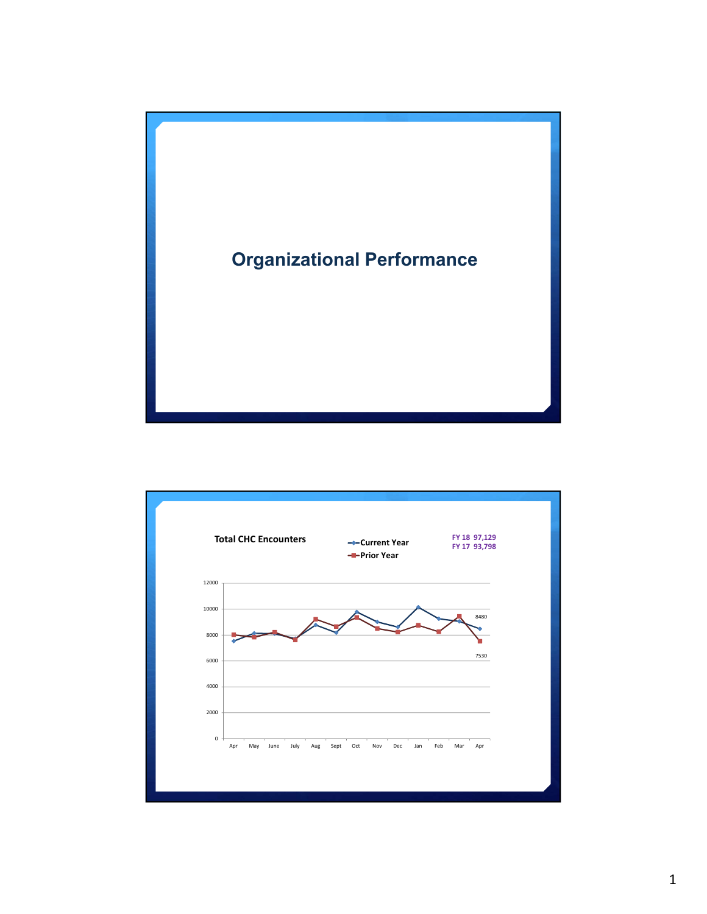# Organizational Performance

**Total CHC Encounters**

- Current Year
- Prior Year

FY 18 97,129
FY 17 93,798

12000
10000
8000
6000
4000
2000
0

Apr May June July Aug Sept Oct Nov Dec Jan Feb Mar Apr

8480

7530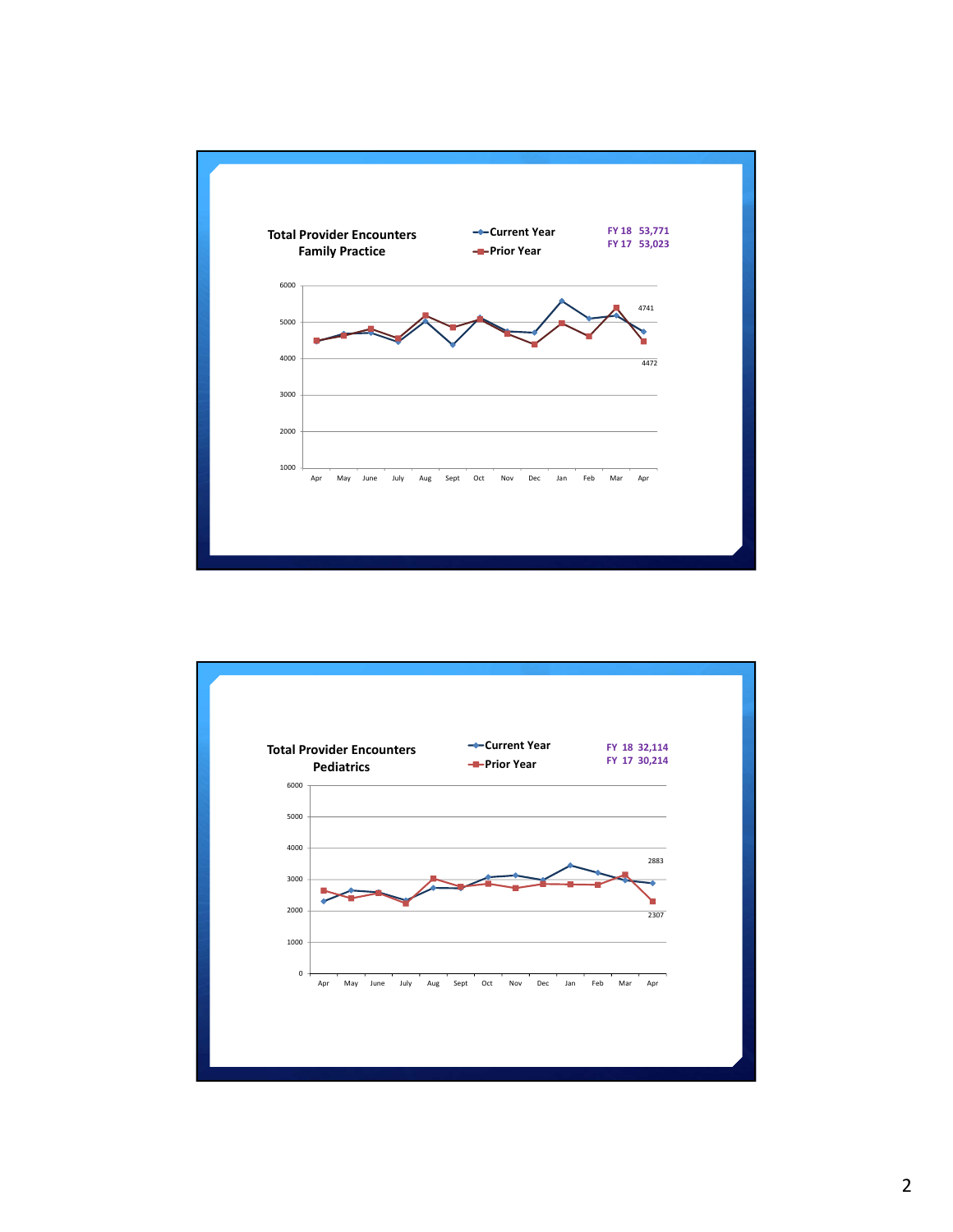**Total Provider Encounters**
**Family Practice**

- Current Year
- Prior Year

FY 18 53,771
FY 17 53,023

6000, 5000, 4000, 3000, 2000, 1000

Apr, May, June, July, Aug, Sept, Oct, Nov, Dec, Jan, Feb, Mar, Apr

4741

4472

**Total Provider Encounters**
**Pediatrics**

- Current Year
- Prior Year

FY 18 32,114
FY 17 30,214

6000, 5000, 4000, 3000, 2000, 1000, 0

Apr, May, June, July, Aug, Sept, Oct, Nov, Dec, Jan, Feb, Mar, Apr

2883

2307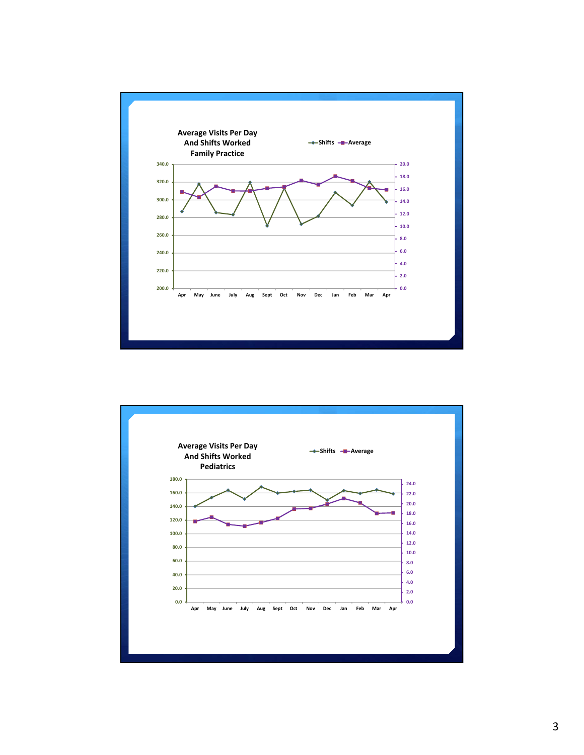## Average Visits Per Day And Shifts Worked Family Practice

Legend: Shifts, Average

Left axis: 200.0 – 340.0; Right axis: 0.0 – 20.0

Months: Apr, May, June, July, Aug, Sept, Oct, Nov, Dec, Jan, Feb, Mar, Apr

## Average Visits Per Day And Shifts Worked Pediatrics

Legend: Shifts, Average

Left axis: 0.0 – 180.0; Right axis: 0.0 – 24.0

Months: Apr, May, June, July, Aug, Sept, Oct, Nov, Dec, Jan, Feb, Mar, Apr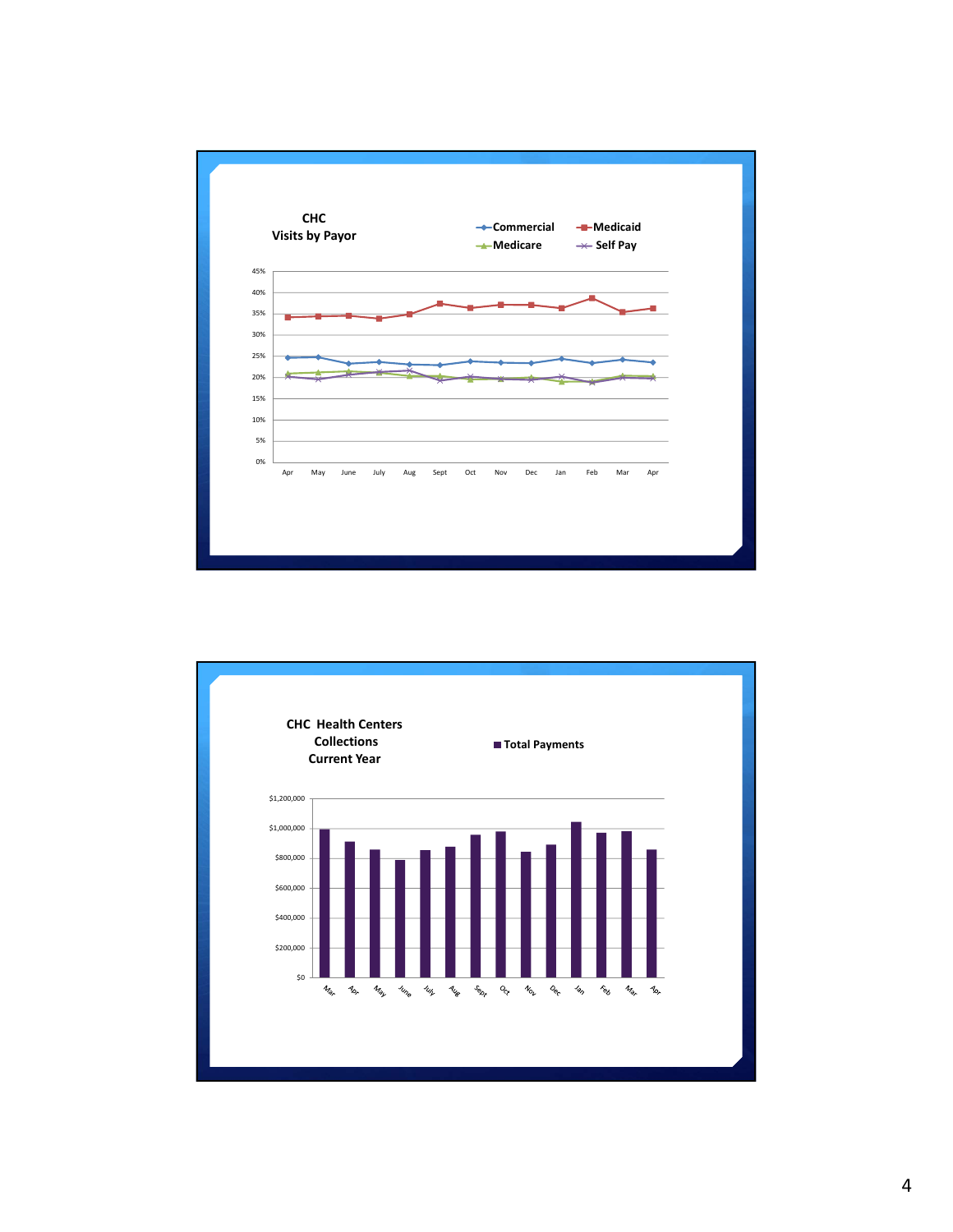## CHC Visits by Payor

Legend: Commercial, Medicaid, Medicare, Self Pay

Y-axis: 0%, 5%, 10%, 15%, 20%, 25%, 30%, 35%, 40%, 45%

X-axis: Apr, May, June, July, Aug, Sept, Oct, Nov, Dec, Jan, Feb, Mar, Apr

## CHC Health Centers Collections Current Year

Legend: Total Payments

Y-axis: $0, $200,000, $400,000, $600,000, $800,000, $1,000,000, $1,200,000

X-axis: Mar, Apr, May, June, July, Aug, Sept, Oct, Nov, Dec, Jan, Feb, Mar, Apr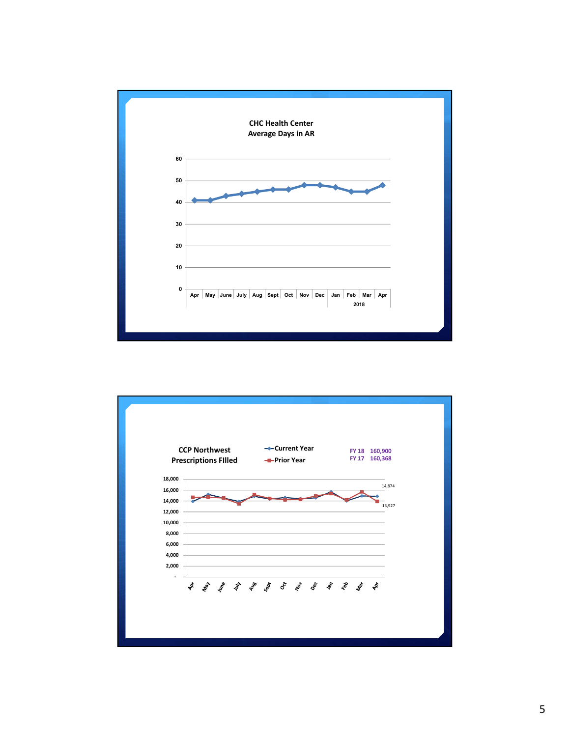**CHC Health Center**
**Average Days in AR**

| | Apr | May | June | July | Aug | Sept | Oct | Nov | Dec | Jan | Feb | Mar | Apr |
|---|---|---|---|---|---|---|---|---|---|---|---|---|---|
| | | | | | | | | | | 2018 | | | |

**CCP Northwest Prescriptions FIlled**

Current Year

Prior Year

FY 18 160,900
FY 17 160,368

14,874

13,927

Apr, May, June, July, Aug, Sept, Oct, Nov, Dec, Jan, Feb, Mar, Apr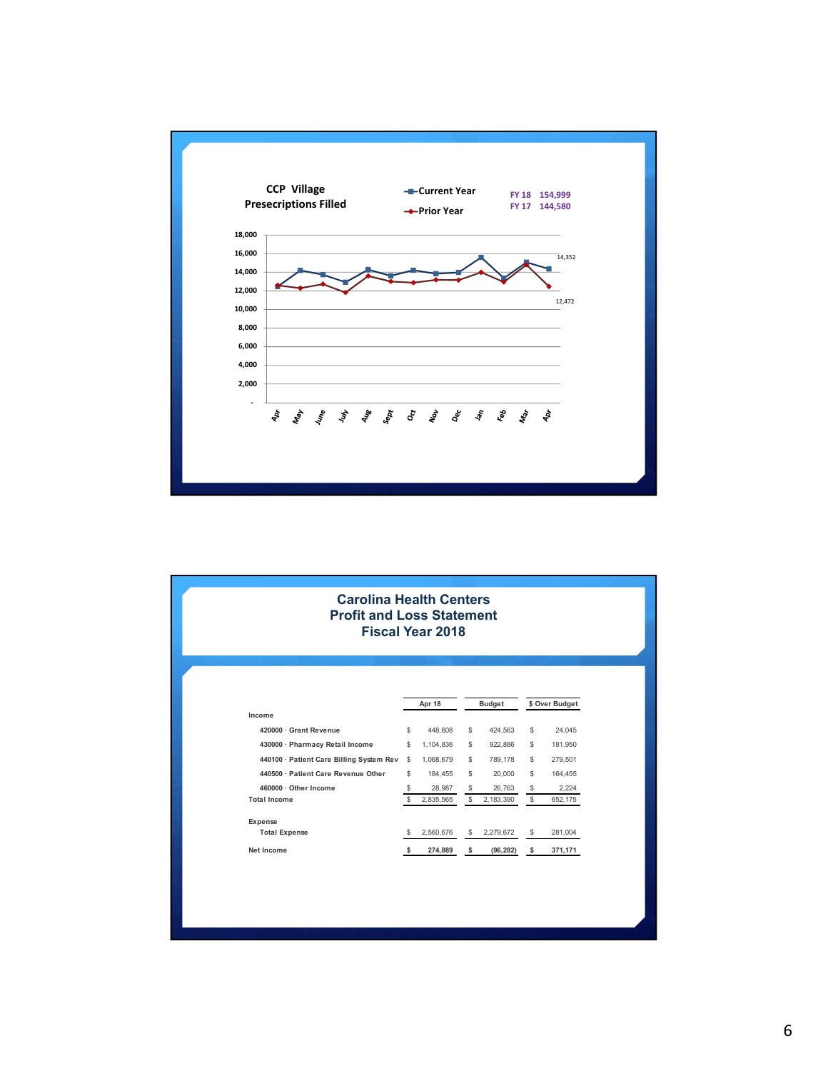**CCP Village Prescriptions Filled**

- Current Year
- Prior Year

FY 18 154,999
FY 17 144,580

Months: Apr, May, June, July, Aug, Sept, Oct, Nov, Dec, Jan, Feb, Mar, Apr

Y-axis: -, 2,000, 4,000, 6,000, 8,000, 10,000, 12,000, 14,000, 16,000, 18,000

Labels: 14,352; 12,472

# Carolina Health Centers
## Profit and Loss Statement
## Fiscal Year 2018

| | Apr 18 | Budget | $ Over Budget |
|---|---|---|---|
| **Income** | | | |
| 420000 · Grant Revenue | $ 448,608 | $ 424,563 | $ 24,045 |
| 430000 · Pharmacy Retail Income | $ 1,104,836 | $ 922,886 | $ 181,950 |
| 440100 · Patient Care Billing System Rev | $ 1,068,679 | $ 789,178 | $ 279,501 |
| 440500 · Patient Care Revenue Other | $ 184,455 | $ 20,000 | $ 164,455 |
| 460000 · Other Income | $ 28,987 | $ 26,763 | $ 2,224 |
| **Total Income** | $ 2,835,565 | $ 2,183,390 | $ 652,175 |
| **Expense** | | | |
| Total Expense | $ 2,560,676 | $ 2,279,672 | $ 281,004 |
| **Net Income** | **$ 274,889** | **$ (96,282)** | **$ 371,171** |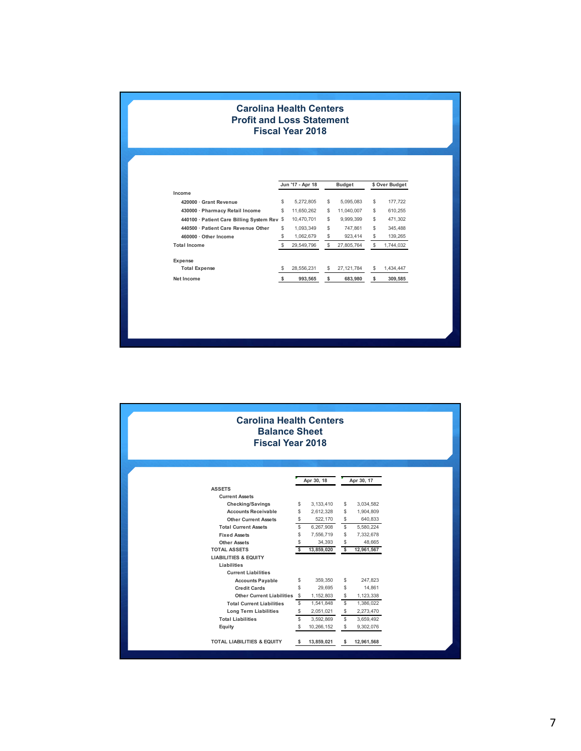# Carolina Health Centers
## Profit and Loss Statement
## Fiscal Year 2018

| | Jun '17 - Apr 18 | Budget | $ Over Budget |
|---|---|---|---|
| **Income** | | | |
| 420000 · Grant Revenue | $ 5,272,805 | $ 5,095,083 | $ 177,722 |
| 430000 · Pharmacy Retail Income | $ 11,650,262 | $ 11,040,007 | $ 610,255 |
| 440100 · Patient Care Billing System Rev | $ 10,470,701 | $ 9,999,399 | $ 471,302 |
| 440500 · Patient Care Revenue Other | $ 1,093,349 | $ 747,861 | $ 345,488 |
| 460000 · Other Income | $ 1,062,679 | $ 923,414 | $ 139,265 |
| Total Income | $ 29,549,796 | $ 27,805,764 | $ 1,744,032 |
| **Expense** | | | |
| Total Expense | $ 28,556,231 | $ 27,121,784 | $ 1,434,447 |
| **Net Income** | **$ 993,565** | **$ 683,980** | **$ 309,585** |

# Carolina Health Centers
## Balance Sheet
## Fiscal Year 2018

| | Apr 30, 18 | Apr 30, 17 |
|---|---|---|
| **ASSETS** | | |
| Current Assets | | |
| Checking/Savings | $ 3,133,410 | $ 3,034,582 |
| Accounts Receivable | $ 2,612,328 | $ 1,904,809 |
| Other Current Assets | $ 522,170 | $ 640,833 |
| Total Current Assets | $ 6,267,908 | $ 5,580,224 |
| Fixed Assets | $ 7,556,719 | $ 7,332,678 |
| Other Assets | $ 34,393 | $ 48,665 |
| **TOTAL ASSETS** | **$ 13,859,020** | **$ 12,961,567** |
| **LIABILITIES & EQUITY** | | |
| Liabilities | | |
| Current Liabilities | | |
| Accounts Payable | $ 359,350 | $ 247,823 |
| Credit Cards | $ 29,695 | $ 14,861 |
| Other Current Liabilities | $ 1,152,803 | $ 1,123,338 |
| Total Current Liabilities | $ 1,541,848 | $ 1,386,022 |
| Long Term Liabilities | $ 2,051,021 | $ 2,273,470 |
| Total Liabilities | $ 3,592,869 | $ 3,659,492 |
| Equity | $ 10,266,152 | $ 9,302,076 |
| **TOTAL LIABILITIES & EQUITY** | **$ 13,859,021** | **$ 12,961,568** |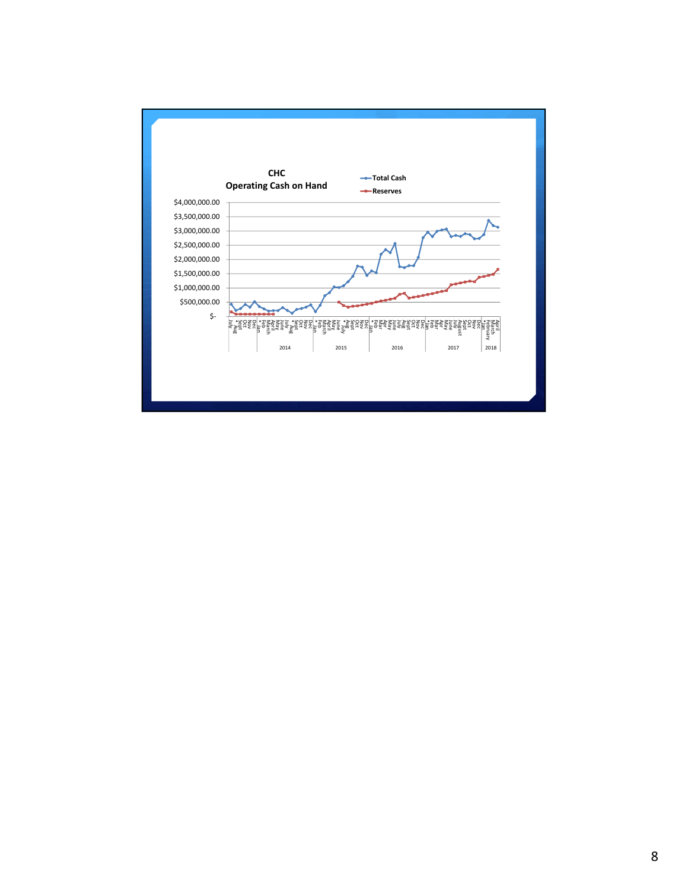CHC
Operating Cash on Hand

Total Cash
Reserves

$4,000,000.00
$3,500,000.00
$3,000,000.00
$2,500,000.00
$2,000,000.00
$1,500,000.00
$1,000,000.00
$500,000.00
$-

2014
2015
2016
2017
2018